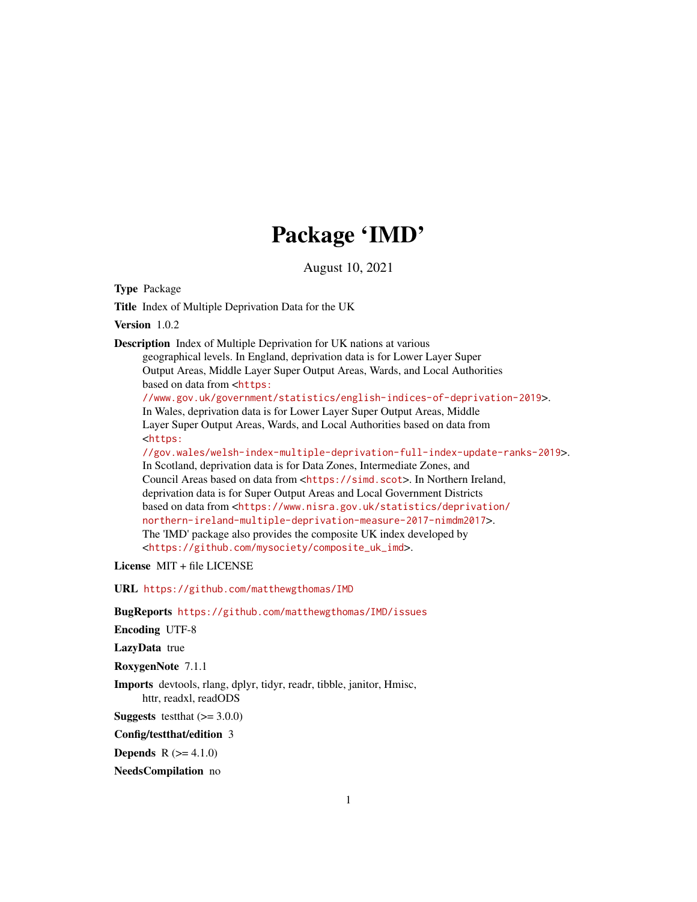# Package 'IMD'

August 10, 2021

**Type** Package

**Title** Index of Multiple Deprivation Data for the UK

**Version** 1.0.2

**Description** Index of Multiple Deprivation for UK nations at various geographical levels. In England, deprivation data is for Lower Layer Super Output Areas, Middle Layer Super Output Areas, Wards, and Local Authorities based on data from <https://www.gov.uk/government/statistics/english-indices-of-deprivation-2019>. In Wales, deprivation data is for Lower Layer Super Output Areas, Middle Layer Super Output Areas, Wards, and Local Authorities based on data from <https://gov.wales/welsh-index-multiple-deprivation-full-index-update-ranks-2019>. In Scotland, deprivation data is for Data Zones, Intermediate Zones, and Council Areas based on data from <https://simd.scot>. In Northern Ireland, deprivation data is for Super Output Areas and Local Government Districts based on data from <https://www.nisra.gov.uk/statistics/deprivation/northern-ireland-multiple-deprivation-measure-2017-nimdm2017>. The 'IMD' package also provides the composite UK index developed by <https://github.com/mysociety/composite_uk_imd>.

**License** MIT + file LICENSE

**URL** https://github.com/matthewgthomas/IMD

**BugReports** https://github.com/matthewgthomas/IMD/issues

**Encoding** UTF-8

**LazyData** true

**RoxygenNote** 7.1.1

**Imports** devtools, rlang, dplyr, tidyr, readr, tibble, janitor, Hmisc, httr, readxl, readODS

**Suggests** testthat (>= 3.0.0)

**Config/testthat/edition** 3

**Depends** R (>= 4.1.0)

**NeedsCompilation** no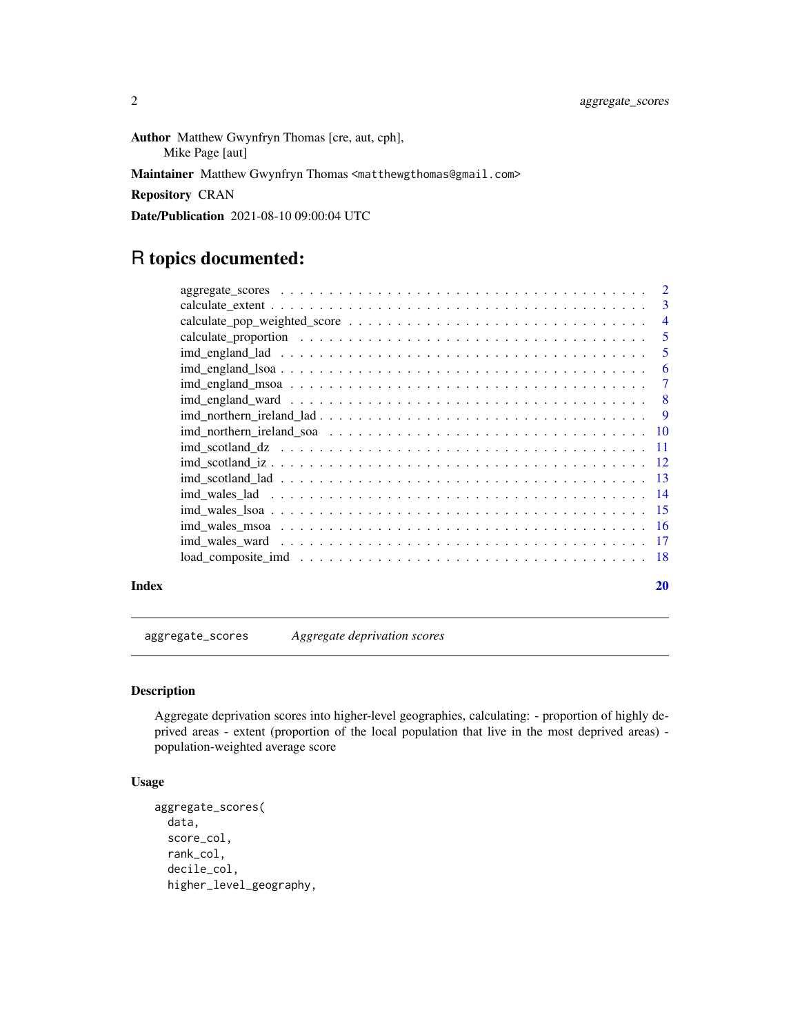**Author** Matthew Gwynfryn Thomas [cre, aut, cph],
Mike Page [aut]

**Maintainer** Matthew Gwynfryn Thomas <matthewgthomas@gmail.com>

**Repository** CRAN

**Date/Publication** 2021-08-10 09:00:04 UTC

# R topics documented:

| | |
|---|---|
| aggregate_scores | 2 |
| calculate_extent | 3 |
| calculate_pop_weighted_score | 4 |
| calculate_proportion | 5 |
| imd_england_lad | 5 |
| imd_england_lsoa | 6 |
| imd_england_msoa | 7 |
| imd_england_ward | 8 |
| imd_northern_ireland_lad | 9 |
| imd_northern_ireland_soa | 10 |
| imd_scotland_dz | 11 |
| imd_scotland_iz | 12 |
| imd_scotland_lad | 13 |
| imd_wales_lad | 14 |
| imd_wales_lsoa | 15 |
| imd_wales_msoa | 16 |
| imd_wales_ward | 17 |
| load_composite_imd | 18 |

**Index** 20

---

## aggregate_scores *Aggregate deprivation scores*

### Description

Aggregate deprivation scores into higher-level geographies, calculating: - proportion of highly deprived areas - extent (proportion of the local population that live in the most deprived areas) - population-weighted average score

### Usage

```
aggregate_scores(
  data,
  score_col,
  rank_col,
  decile_col,
  higher_level_geography,
```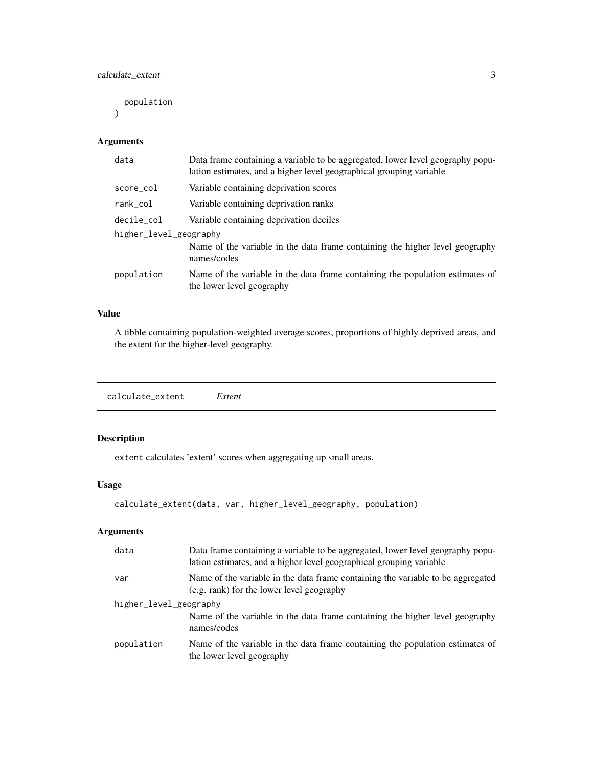```
  population
)
```

### Arguments

| | |
|---|---|
| data | Data frame containing a variable to be aggregated, lower level geography population estimates, and a higher level geographical grouping variable |
| score_col | Variable containing deprivation scores |
| rank_col | Variable containing deprivation ranks |
| decile_col | Variable containing deprivation deciles |
| higher_level_geography | Name of the variable in the data frame containing the higher level geography names/codes |
| population | Name of the variable in the data frame containing the population estimates of the lower level geography |

### Value

A tibble containing population-weighted average scores, proportions of highly deprived areas, and the extent for the higher-level geography.

---

## calculate_extent *Extent*

### Description

`extent` calculates 'extent' scores when aggregating up small areas.

### Usage

```
calculate_extent(data, var, higher_level_geography, population)
```

### Arguments

| | |
|---|---|
| data | Data frame containing a variable to be aggregated, lower level geography population estimates, and a higher level geographical grouping variable |
| var | Name of the variable in the data frame containing the variable to be aggregated (e.g. rank) for the lower level geography |
| higher_level_geography | Name of the variable in the data frame containing the higher level geography names/codes |
| population | Name of the variable in the data frame containing the population estimates of the lower level geography |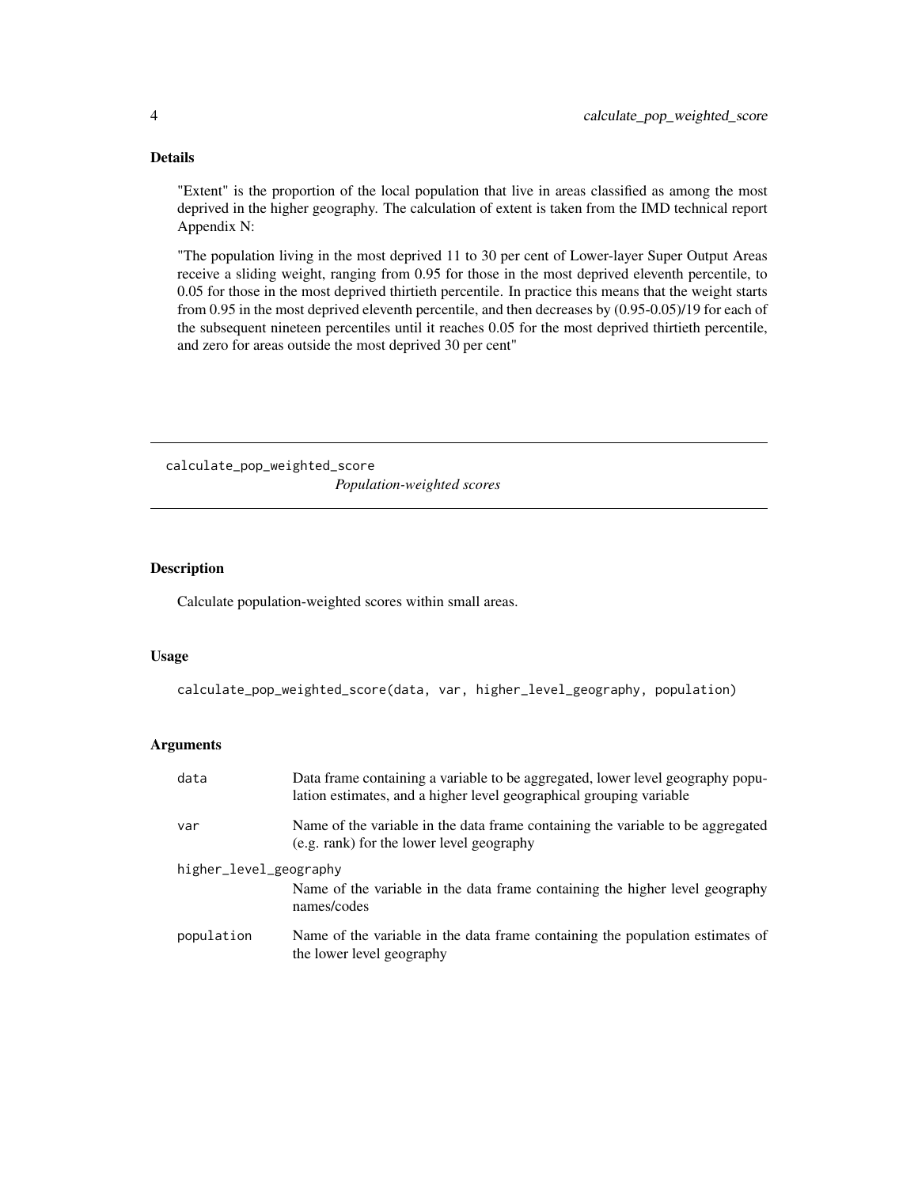### Details

"Extent" is the proportion of the local population that live in areas classified as among the most deprived in the higher geography. The calculation of extent is taken from the IMD technical report Appendix N:

"The population living in the most deprived 11 to 30 per cent of Lower-layer Super Output Areas receive a sliding weight, ranging from 0.95 for those in the most deprived eleventh percentile, to 0.05 for those in the most deprived thirtieth percentile. In practice this means that the weight starts from 0.95 in the most deprived eleventh percentile, and then decreases by (0.95-0.05)/19 for each of the subsequent nineteen percentiles until it reaches 0.05 for the most deprived thirtieth percentile, and zero for areas outside the most deprived 30 per cent"

---

## calculate_pop_weighted_score

*Population-weighted scores*

---

### Description

Calculate population-weighted scores within small areas.

### Usage

```
calculate_pop_weighted_score(data, var, higher_level_geography, population)
```

### Arguments

| | |
|---|---|
| data | Data frame containing a variable to be aggregated, lower level geography population estimates, and a higher level geographical grouping variable |
| var | Name of the variable in the data frame containing the variable to be aggregated (e.g. rank) for the lower level geography |
| higher_level_geography | Name of the variable in the data frame containing the higher level geography names/codes |
| population | Name of the variable in the data frame containing the population estimates of the lower level geography |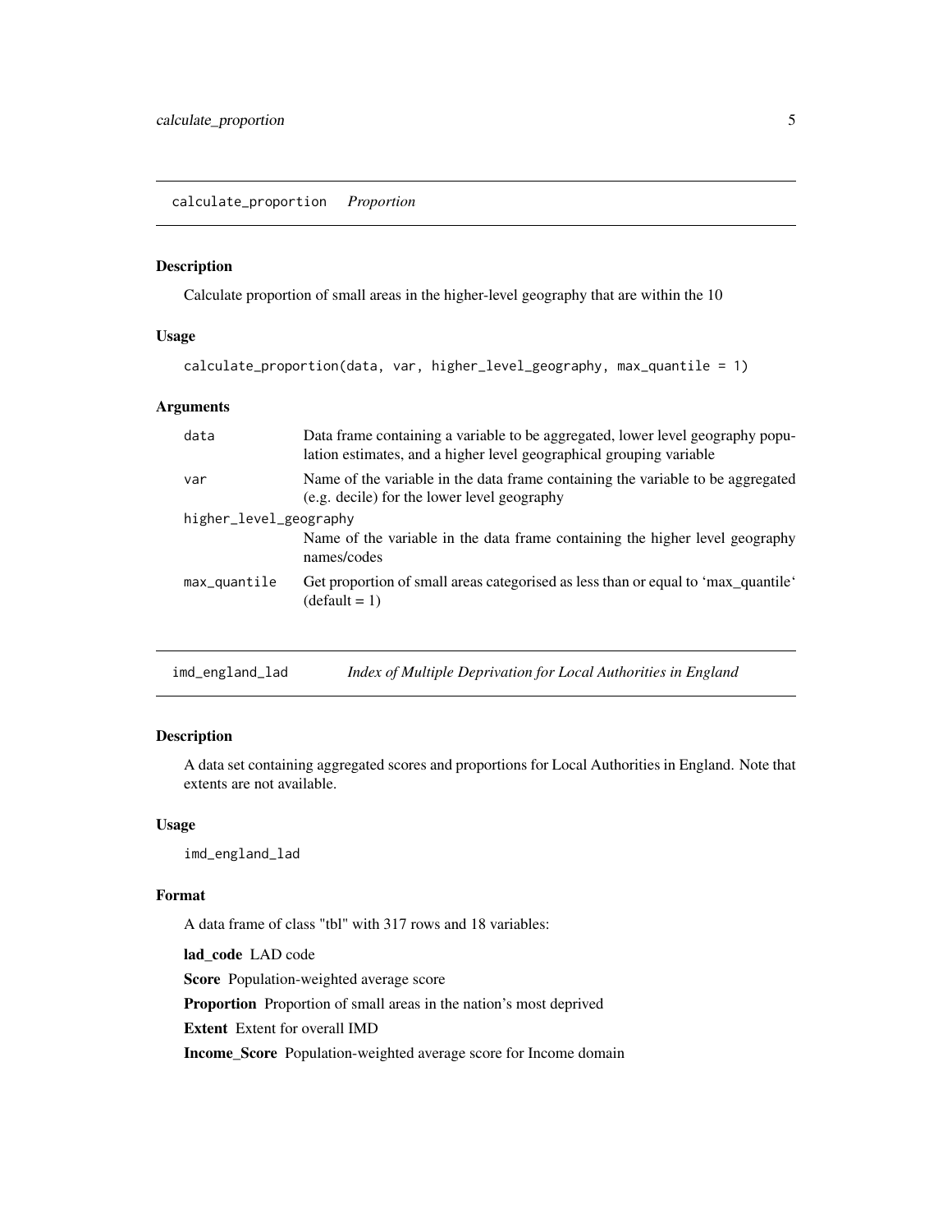## calculate_proportion *Proportion*

### Description

Calculate proportion of small areas in the higher-level geography that are within the 10

### Usage

```
calculate_proportion(data, var, higher_level_geography, max_quantile = 1)
```

### Arguments

| | |
|---|---|
| data | Data frame containing a variable to be aggregated, lower level geography population estimates, and a higher level geographical grouping variable |
| var | Name of the variable in the data frame containing the variable to be aggregated (e.g. decile) for the lower level geography |
| higher_level_geography | Name of the variable in the data frame containing the higher level geography names/codes |
| max_quantile | Get proportion of small areas categorised as less than or equal to 'max_quantile' (default = 1) |

## imd_england_lad *Index of Multiple Deprivation for Local Authorities in England*

### Description

A data set containing aggregated scores and proportions for Local Authorities in England. Note that extents are not available.

### Usage

```
imd_england_lad
```

### Format

A data frame of class "tbl" with 317 rows and 18 variables:

**lad_code** LAD code

**Score** Population-weighted average score

**Proportion** Proportion of small areas in the nation's most deprived

**Extent** Extent for overall IMD

**Income_Score** Population-weighted average score for Income domain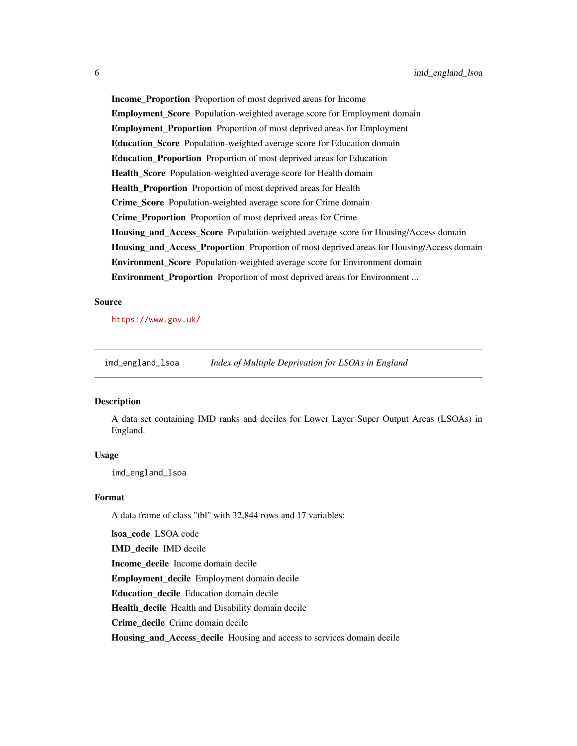**Income_Proportion** Proportion of most deprived areas for Income

**Employment_Score** Population-weighted average score for Employment domain

**Employment_Proportion** Proportion of most deprived areas for Employment

**Education_Score** Population-weighted average score for Education domain

**Education_Proportion** Proportion of most deprived areas for Education

**Health_Score** Population-weighted average score for Health domain

**Health_Proportion** Proportion of most deprived areas for Health

**Crime_Score** Population-weighted average score for Crime domain

**Crime_Proportion** Proportion of most deprived areas for Crime

**Housing_and_Access_Score** Population-weighted average score for Housing/Access domain

**Housing_and_Access_Proportion** Proportion of most deprived areas for Housing/Access domain

**Environment_Score** Population-weighted average score for Environment domain

**Environment_Proportion** Proportion of most deprived areas for Environment ...

### Source

https://www.gov.uk/

---

## imd_england_lsoa — *Index of Multiple Deprivation for LSOAs in England*

### Description

A data set containing IMD ranks and deciles for Lower Layer Super Output Areas (LSOAs) in England.

### Usage

```
imd_england_lsoa
```

### Format

A data frame of class "tbl" with 32,844 rows and 17 variables:

**lsoa_code** LSOA code

**IMD_decile** IMD decile

**Income_decile** Income domain decile

**Employment_decile** Employment domain decile

**Education_decile** Education domain decile

**Health_decile** Health and Disability domain decile

**Crime_decile** Crime domain decile

**Housing_and_Access_decile** Housing and access to services domain decile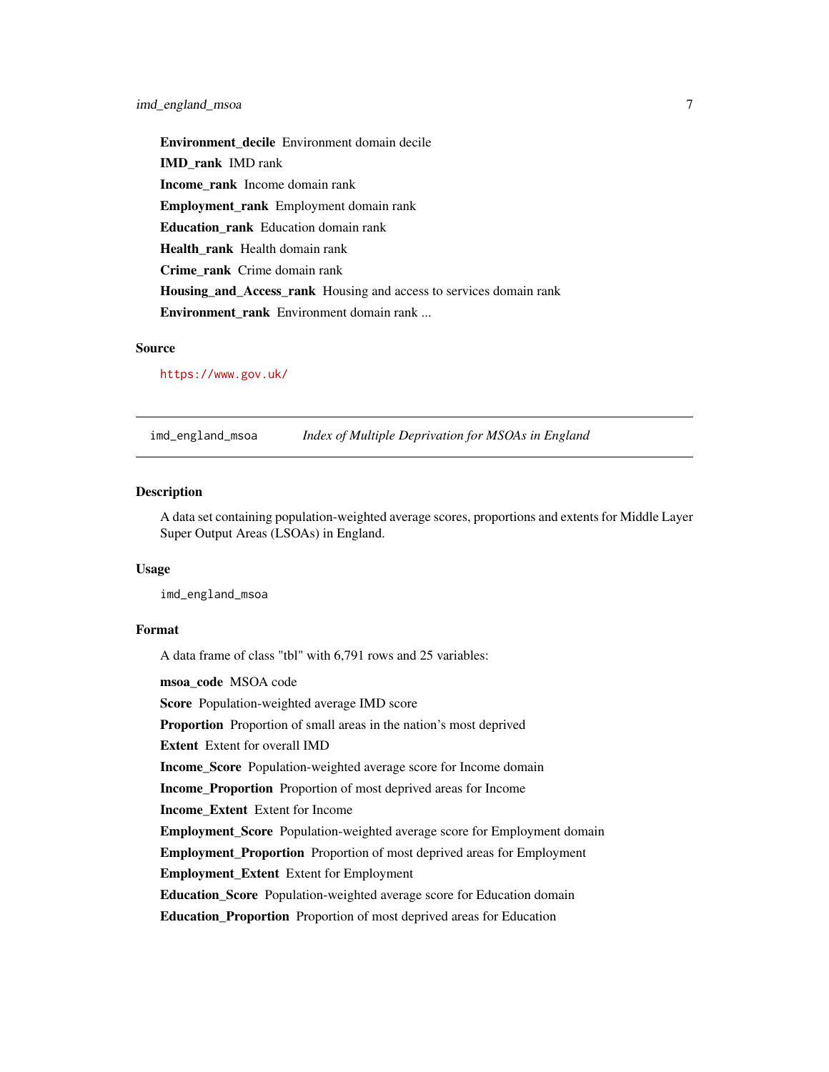**Environment_decile** Environment domain decile

**IMD_rank** IMD rank

**Income_rank** Income domain rank

**Employment_rank** Employment domain rank

**Education_rank** Education domain rank

**Health_rank** Health domain rank

**Crime_rank** Crime domain rank

**Housing_and_Access_rank** Housing and access to services domain rank

**Environment_rank** Environment domain rank ...

### Source

https://www.gov.uk/

---

## imd_england_msoa *Index of Multiple Deprivation for MSOAs in England*

---

### Description

A data set containing population-weighted average scores, proportions and extents for Middle Layer Super Output Areas (LSOAs) in England.

### Usage

```
imd_england_msoa
```

### Format

A data frame of class "tbl" with 6,791 rows and 25 variables:

**msoa_code** MSOA code

**Score** Population-weighted average IMD score

**Proportion** Proportion of small areas in the nation's most deprived

**Extent** Extent for overall IMD

**Income_Score** Population-weighted average score for Income domain

**Income_Proportion** Proportion of most deprived areas for Income

**Income_Extent** Extent for Income

**Employment_Score** Population-weighted average score for Employment domain

**Employment_Proportion** Proportion of most deprived areas for Employment

**Employment_Extent** Extent for Employment

**Education_Score** Population-weighted average score for Education domain

**Education_Proportion** Proportion of most deprived areas for Education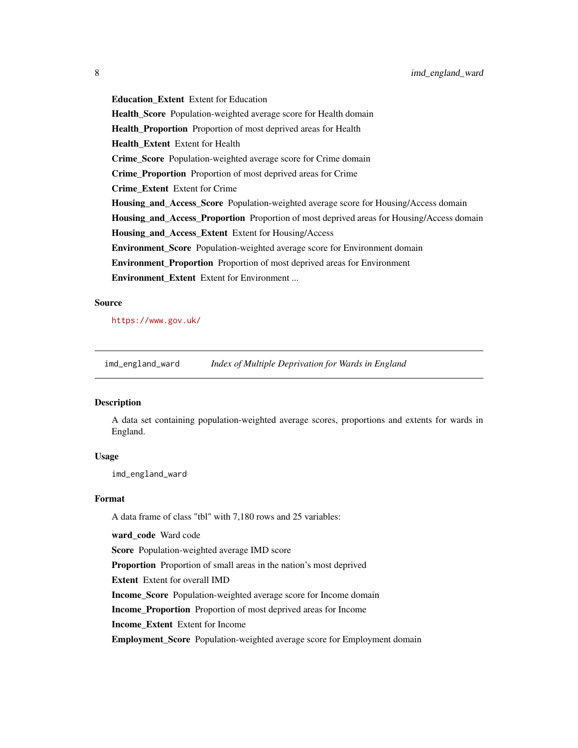**Education_Extent** Extent for Education

**Health_Score** Population-weighted average score for Health domain

**Health_Proportion** Proportion of most deprived areas for Health

**Health_Extent** Extent for Health

**Crime_Score** Population-weighted average score for Crime domain

**Crime_Proportion** Proportion of most deprived areas for Crime

**Crime_Extent** Extent for Crime

**Housing_and_Access_Score** Population-weighted average score for Housing/Access domain

**Housing_and_Access_Proportion** Proportion of most deprived areas for Housing/Access domain

**Housing_and_Access_Extent** Extent for Housing/Access

**Environment_Score** Population-weighted average score for Environment domain

**Environment_Proportion** Proportion of most deprived areas for Environment

**Environment_Extent** Extent for Environment ...

### Source

https://www.gov.uk/

---

`imd_england_ward` *Index of Multiple Deprivation for Wards in England*

---

### Description

A data set containing population-weighted average scores, proportions and extents for wards in England.

### Usage

```
imd_england_ward
```

### Format

A data frame of class "tbl" with 7,180 rows and 25 variables:

**ward_code** Ward code

**Score** Population-weighted average IMD score

**Proportion** Proportion of small areas in the nation's most deprived

**Extent** Extent for overall IMD

**Income_Score** Population-weighted average score for Income domain

**Income_Proportion** Proportion of most deprived areas for Income

**Income_Extent** Extent for Income

**Employment_Score** Population-weighted average score for Employment domain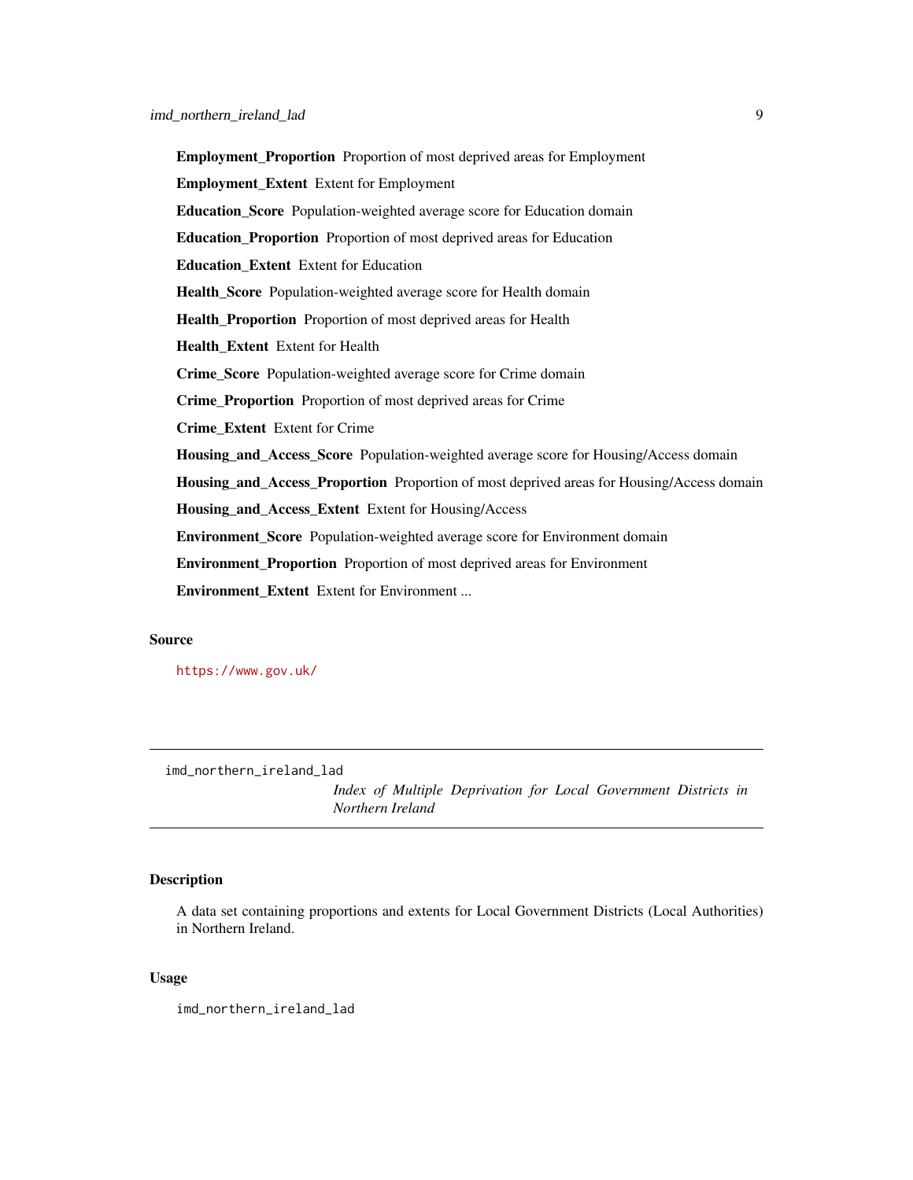**Employment_Proportion** Proportion of most deprived areas for Employment

**Employment_Extent** Extent for Employment

**Education_Score** Population-weighted average score for Education domain

**Education_Proportion** Proportion of most deprived areas for Education

**Education_Extent** Extent for Education

**Health_Score** Population-weighted average score for Health domain

**Health_Proportion** Proportion of most deprived areas for Health

**Health_Extent** Extent for Health

**Crime_Score** Population-weighted average score for Crime domain

**Crime_Proportion** Proportion of most deprived areas for Crime

**Crime_Extent** Extent for Crime

**Housing_and_Access_Score** Population-weighted average score for Housing/Access domain

**Housing_and_Access_Proportion** Proportion of most deprived areas for Housing/Access domain

**Housing_and_Access_Extent** Extent for Housing/Access

**Environment_Score** Population-weighted average score for Environment domain

**Environment_Proportion** Proportion of most deprived areas for Environment

**Environment_Extent** Extent for Environment ...

### Source

https://www.gov.uk/

---

## imd_northern_ireland_lad

*Index of Multiple Deprivation for Local Government Districts in Northern Ireland*

### Description

A data set containing proportions and extents for Local Government Districts (Local Authorities) in Northern Ireland.

### Usage

```
imd_northern_ireland_lad
```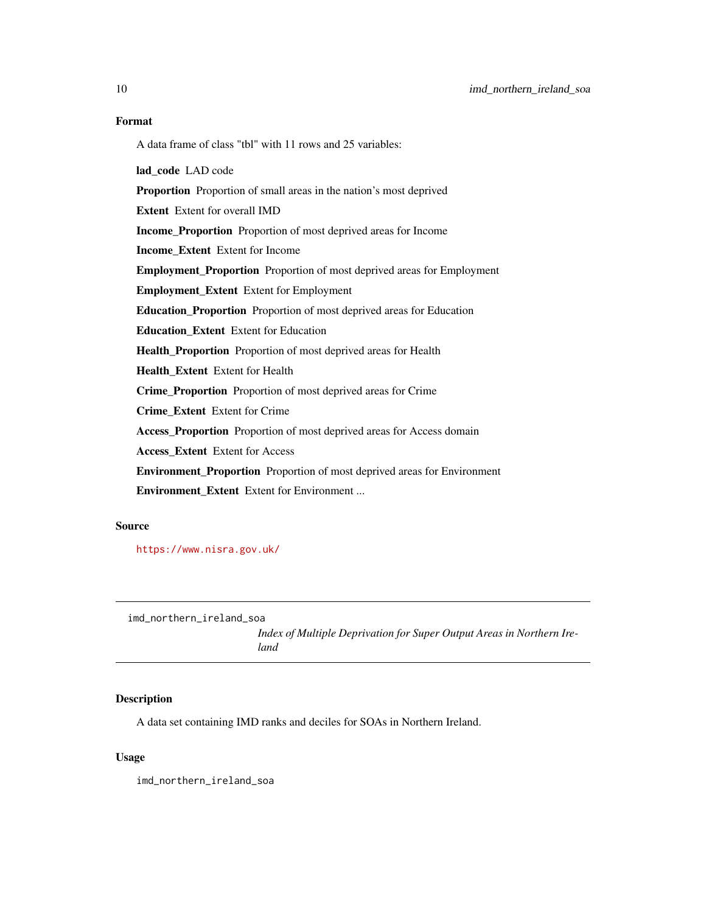### Format

A data frame of class "tbl" with 11 rows and 25 variables:

**lad_code** LAD code

**Proportion** Proportion of small areas in the nation's most deprived

**Extent** Extent for overall IMD

**Income_Proportion** Proportion of most deprived areas for Income

**Income_Extent** Extent for Income

**Employment_Proportion** Proportion of most deprived areas for Employment

**Employment_Extent** Extent for Employment

**Education_Proportion** Proportion of most deprived areas for Education

**Education_Extent** Extent for Education

**Health_Proportion** Proportion of most deprived areas for Health

**Health_Extent** Extent for Health

**Crime_Proportion** Proportion of most deprived areas for Crime

**Crime_Extent** Extent for Crime

**Access_Proportion** Proportion of most deprived areas for Access domain

**Access_Extent** Extent for Access

**Environment_Proportion** Proportion of most deprived areas for Environment

**Environment_Extent** Extent for Environment ...

### Source

https://www.nisra.gov.uk/

---

## imd_northern_ireland_soa

*Index of Multiple Deprivation for Super Output Areas in Northern Ireland*

### Description

A data set containing IMD ranks and deciles for SOAs in Northern Ireland.

### Usage

```
imd_northern_ireland_soa
```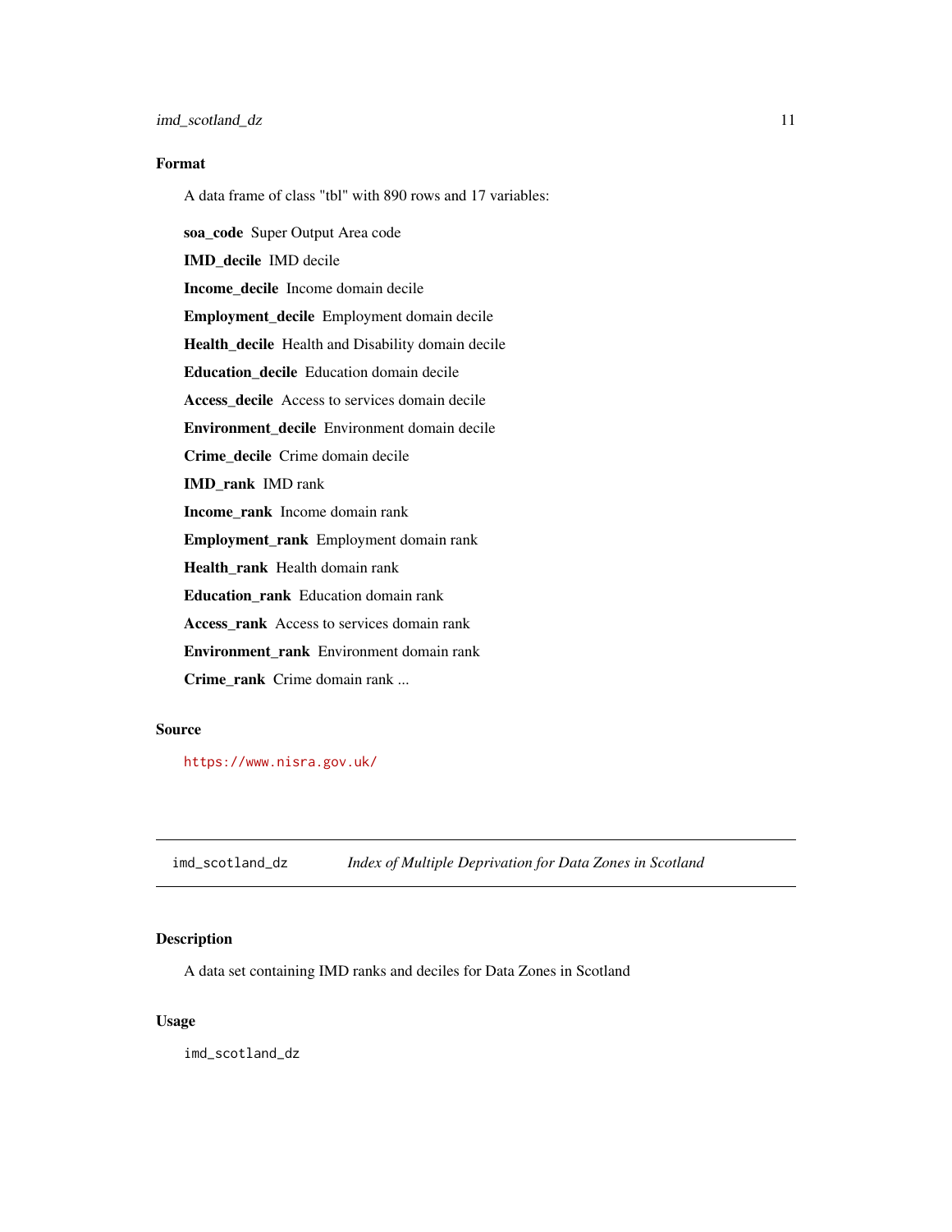### Format

A data frame of class "tbl" with 890 rows and 17 variables:

**soa_code** Super Output Area code

**IMD_decile** IMD decile

**Income_decile** Income domain decile

**Employment_decile** Employment domain decile

**Health_decile** Health and Disability domain decile

**Education_decile** Education domain decile

**Access_decile** Access to services domain decile

**Environment_decile** Environment domain decile

**Crime_decile** Crime domain decile

**IMD_rank** IMD rank

**Income_rank** Income domain rank

**Employment_rank** Employment domain rank

**Health_rank** Health domain rank

**Education_rank** Education domain rank

**Access_rank** Access to services domain rank

**Environment_rank** Environment domain rank

**Crime_rank** Crime domain rank ...

### Source

https://www.nisra.gov.uk/

---

## imd_scotland_dz *Index of Multiple Deprivation for Data Zones in Scotland*

---

### Description

A data set containing IMD ranks and deciles for Data Zones in Scotland

### Usage

```
imd_scotland_dz
```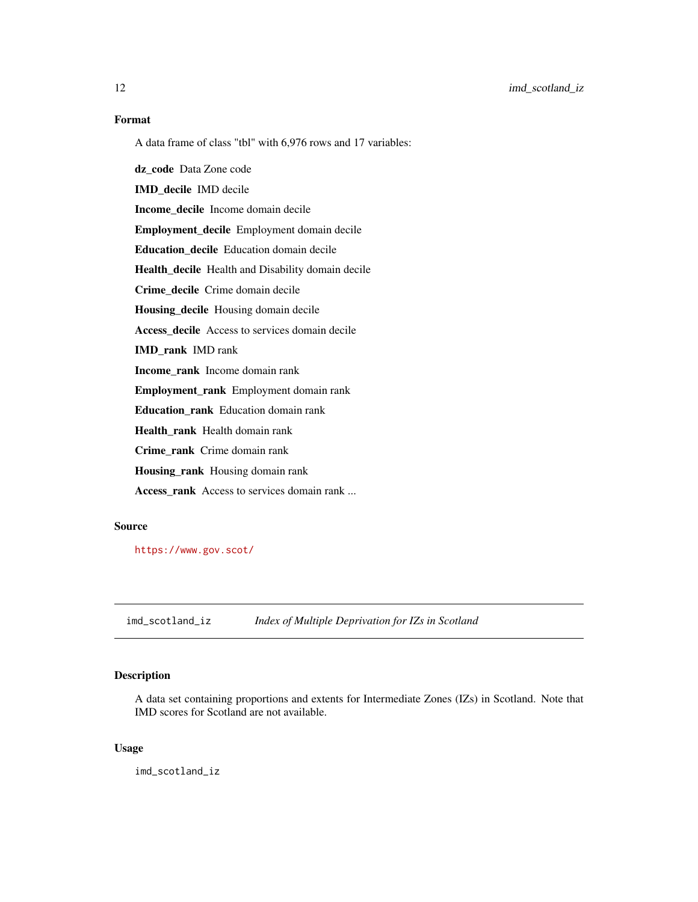## Format

A data frame of class "tbl" with 6,976 rows and 17 variables:

**dz_code** Data Zone code

**IMD_decile** IMD decile

**Income_decile** Income domain decile

**Employment_decile** Employment domain decile

**Education_decile** Education domain decile

**Health_decile** Health and Disability domain decile

**Crime_decile** Crime domain decile

**Housing_decile** Housing domain decile

**Access_decile** Access to services domain decile

**IMD_rank** IMD rank

**Income_rank** Income domain rank

**Employment_rank** Employment domain rank

**Education_rank** Education domain rank

**Health_rank** Health domain rank

**Crime_rank** Crime domain rank

**Housing_rank** Housing domain rank

**Access_rank** Access to services domain rank ...

## Source

https://www.gov.scot/

---

`imd_scotland_iz` *Index of Multiple Deprivation for IZs in Scotland*

---

## Description

A data set containing proportions and extents for Intermediate Zones (IZs) in Scotland. Note that IMD scores for Scotland are not available.

## Usage

```
imd_scotland_iz
```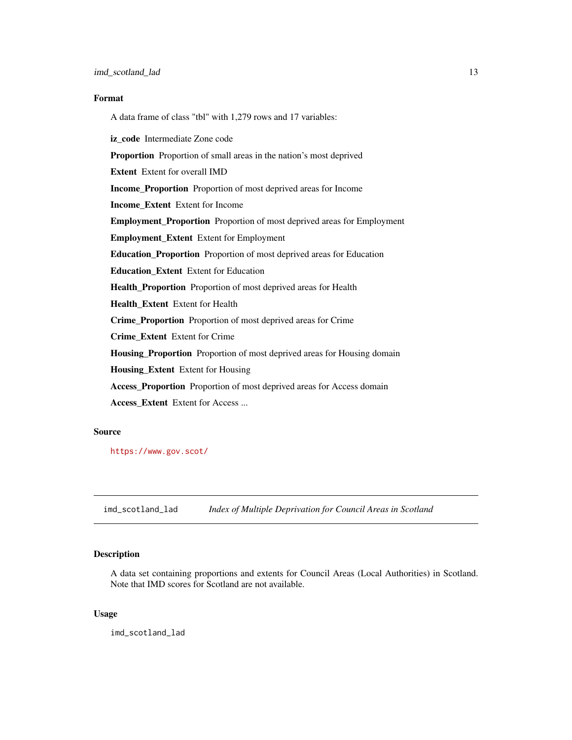## Format

A data frame of class "tbl" with 1,279 rows and 17 variables:

**iz_code** Intermediate Zone code

**Proportion** Proportion of small areas in the nation's most deprived

**Extent** Extent for overall IMD

**Income_Proportion** Proportion of most deprived areas for Income

**Income_Extent** Extent for Income

**Employment_Proportion** Proportion of most deprived areas for Employment

**Employment_Extent** Extent for Employment

**Education_Proportion** Proportion of most deprived areas for Education

**Education_Extent** Extent for Education

**Health_Proportion** Proportion of most deprived areas for Health

**Health_Extent** Extent for Health

**Crime_Proportion** Proportion of most deprived areas for Crime

**Crime_Extent** Extent for Crime

**Housing_Proportion** Proportion of most deprived areas for Housing domain

**Housing_Extent** Extent for Housing

**Access_Proportion** Proportion of most deprived areas for Access domain

**Access_Extent** Extent for Access ...

## Source

https://www.gov.scot/

---

`imd_scotland_lad` *Index of Multiple Deprivation for Council Areas in Scotland*

---

## Description

A data set containing proportions and extents for Council Areas (Local Authorities) in Scotland. Note that IMD scores for Scotland are not available.

## Usage

```
imd_scotland_lad
```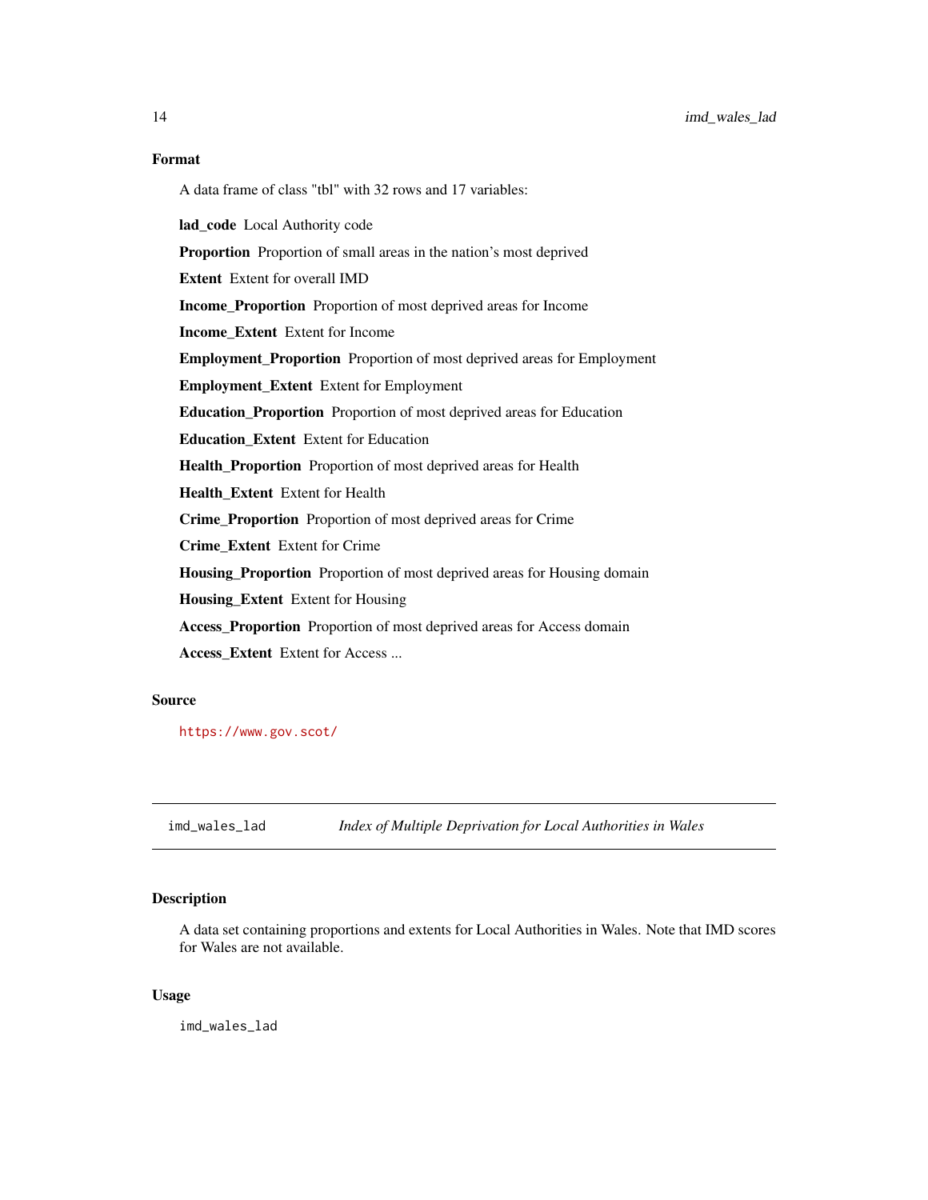### Format

A data frame of class "tbl" with 32 rows and 17 variables:

**lad_code** Local Authority code

**Proportion** Proportion of small areas in the nation's most deprived

**Extent** Extent for overall IMD

**Income_Proportion** Proportion of most deprived areas for Income

**Income_Extent** Extent for Income

**Employment_Proportion** Proportion of most deprived areas for Employment

**Employment_Extent** Extent for Employment

**Education_Proportion** Proportion of most deprived areas for Education

**Education_Extent** Extent for Education

**Health_Proportion** Proportion of most deprived areas for Health

**Health_Extent** Extent for Health

**Crime_Proportion** Proportion of most deprived areas for Crime

**Crime_Extent** Extent for Crime

**Housing_Proportion** Proportion of most deprived areas for Housing domain

**Housing_Extent** Extent for Housing

**Access_Proportion** Proportion of most deprived areas for Access domain

**Access_Extent** Extent for Access ...

### Source

https://www.gov.scot/

---

## imd_wales_lad *Index of Multiple Deprivation for Local Authorities in Wales*

### Description

A data set containing proportions and extents for Local Authorities in Wales. Note that IMD scores for Wales are not available.

### Usage

```
imd_wales_lad
```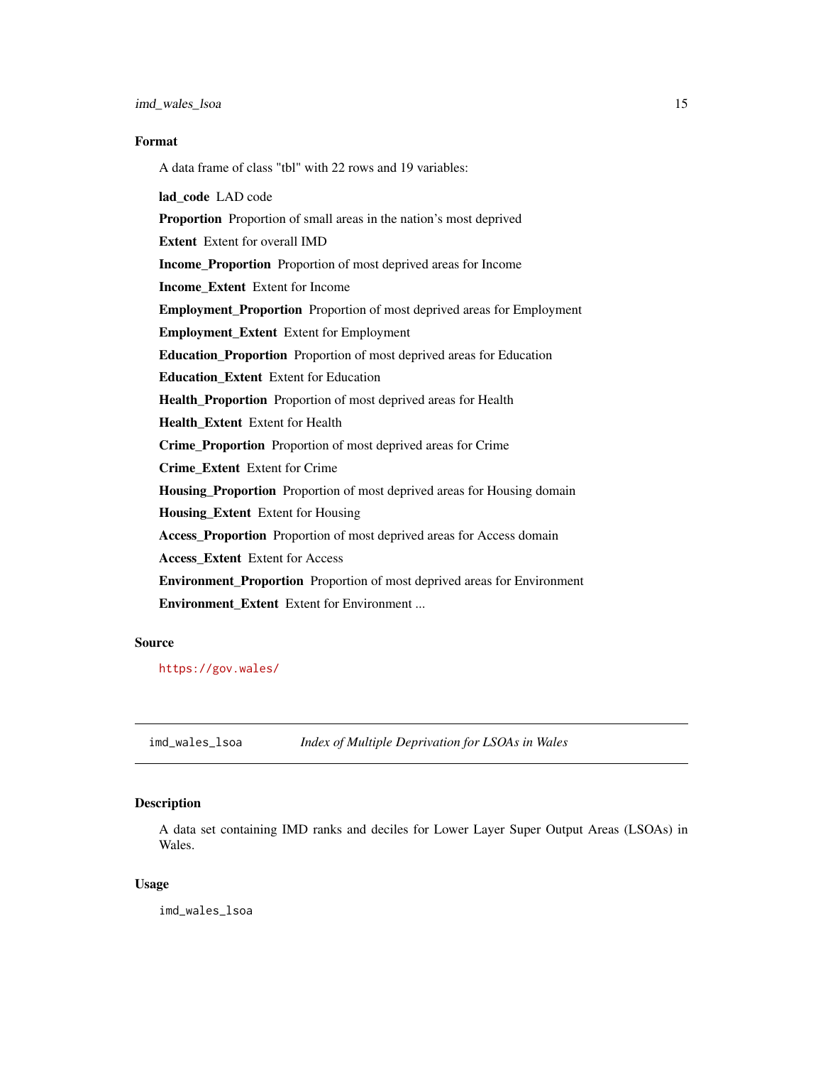## Format

A data frame of class "tbl" with 22 rows and 19 variables:

**lad_code** LAD code

**Proportion** Proportion of small areas in the nation's most deprived

**Extent** Extent for overall IMD

**Income_Proportion** Proportion of most deprived areas for Income

**Income_Extent** Extent for Income

**Employment_Proportion** Proportion of most deprived areas for Employment

**Employment_Extent** Extent for Employment

**Education_Proportion** Proportion of most deprived areas for Education

**Education_Extent** Extent for Education

**Health_Proportion** Proportion of most deprived areas for Health

**Health_Extent** Extent for Health

**Crime_Proportion** Proportion of most deprived areas for Crime

**Crime_Extent** Extent for Crime

**Housing_Proportion** Proportion of most deprived areas for Housing domain

**Housing_Extent** Extent for Housing

**Access_Proportion** Proportion of most deprived areas for Access domain

**Access_Extent** Extent for Access

**Environment_Proportion** Proportion of most deprived areas for Environment

**Environment_Extent** Extent for Environment ...

## Source

https://gov.wales/

---

# imd_wales_lsoa — *Index of Multiple Deprivation for LSOAs in Wales*

## Description

A data set containing IMD ranks and deciles for Lower Layer Super Output Areas (LSOAs) in Wales.

## Usage

```
imd_wales_lsoa
```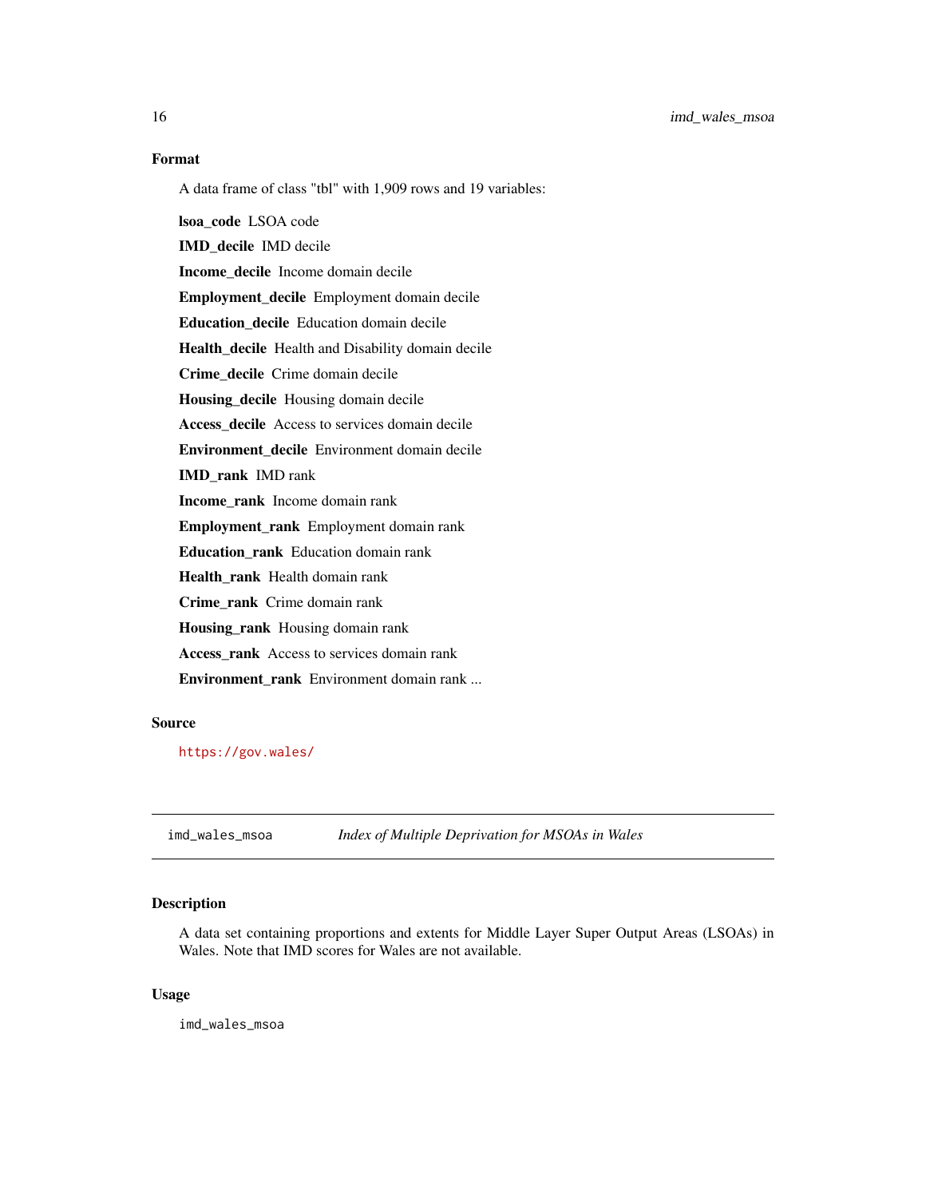### Format

A data frame of class "tbl" with 1,909 rows and 19 variables:

**lsoa_code** LSOA code

**IMD_decile** IMD decile

**Income_decile** Income domain decile

**Employment_decile** Employment domain decile

**Education_decile** Education domain decile

**Health_decile** Health and Disability domain decile

**Crime_decile** Crime domain decile

**Housing_decile** Housing domain decile

**Access_decile** Access to services domain decile

**Environment_decile** Environment domain decile

**IMD_rank** IMD rank

**Income_rank** Income domain rank

**Employment_rank** Employment domain rank

**Education_rank** Education domain rank

**Health_rank** Health domain rank

**Crime_rank** Crime domain rank

**Housing_rank** Housing domain rank

**Access_rank** Access to services domain rank

**Environment_rank** Environment domain rank ...

### Source

https://gov.wales/

---

## imd_wales_msoa *Index of Multiple Deprivation for MSOAs in Wales*

### Description

A data set containing proportions and extents for Middle Layer Super Output Areas (LSOAs) in Wales. Note that IMD scores for Wales are not available.

### Usage

```
imd_wales_msoa
```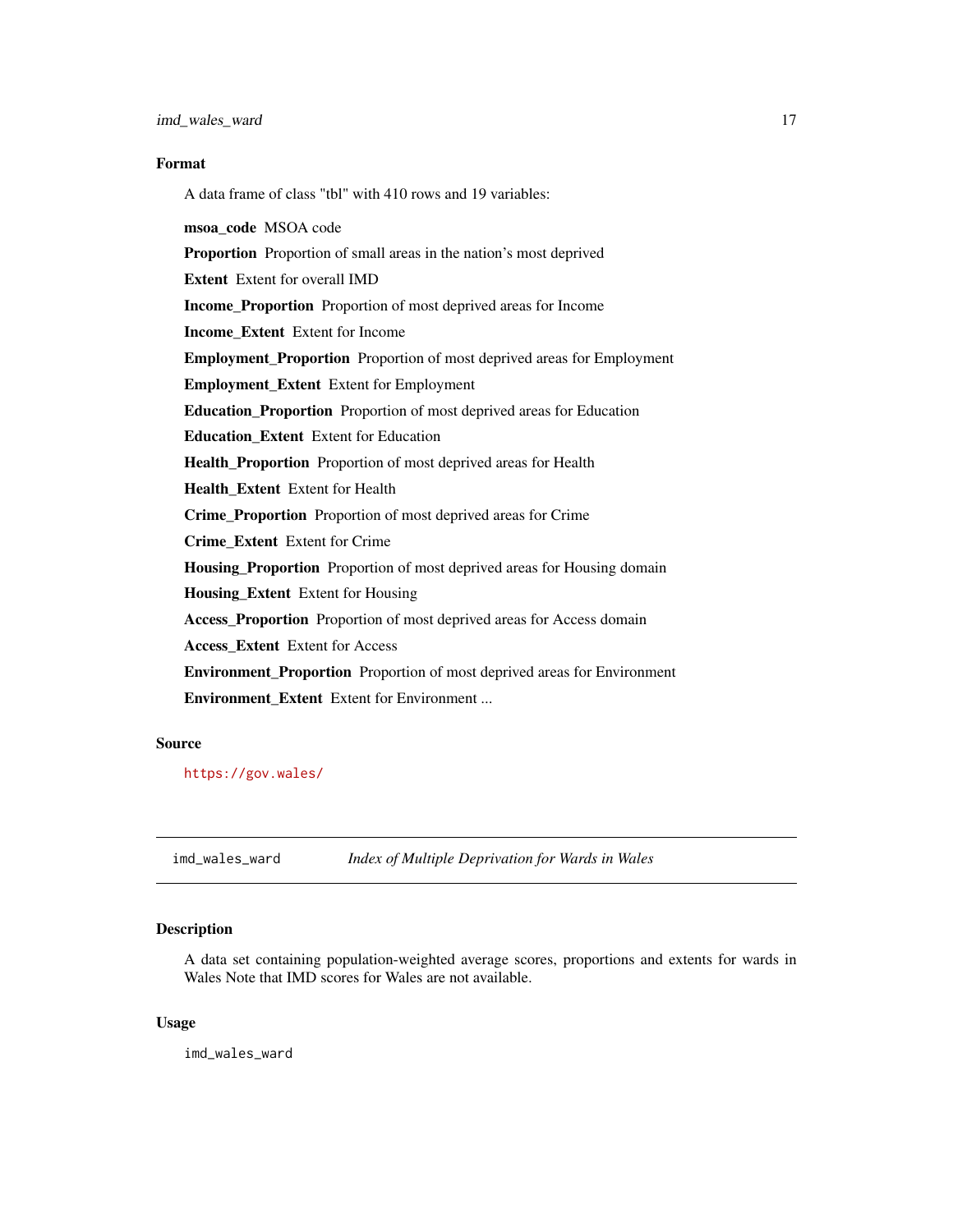### Format

A data frame of class "tbl" with 410 rows and 19 variables:

**msoa_code** MSOA code

**Proportion** Proportion of small areas in the nation's most deprived

**Extent** Extent for overall IMD

**Income_Proportion** Proportion of most deprived areas for Income

**Income_Extent** Extent for Income

**Employment_Proportion** Proportion of most deprived areas for Employment

**Employment_Extent** Extent for Employment

**Education_Proportion** Proportion of most deprived areas for Education

**Education_Extent** Extent for Education

**Health_Proportion** Proportion of most deprived areas for Health

**Health_Extent** Extent for Health

**Crime_Proportion** Proportion of most deprived areas for Crime

**Crime_Extent** Extent for Crime

**Housing_Proportion** Proportion of most deprived areas for Housing domain

**Housing_Extent** Extent for Housing

**Access_Proportion** Proportion of most deprived areas for Access domain

**Access_Extent** Extent for Access

**Environment_Proportion** Proportion of most deprived areas for Environment

**Environment_Extent** Extent for Environment ...

### Source

https://gov.wales/

---

`imd_wales_ward` *Index of Multiple Deprivation for Wards in Wales*

---

### Description

A data set containing population-weighted average scores, proportions and extents for wards in Wales Note that IMD scores for Wales are not available.

### Usage

```
imd_wales_ward
```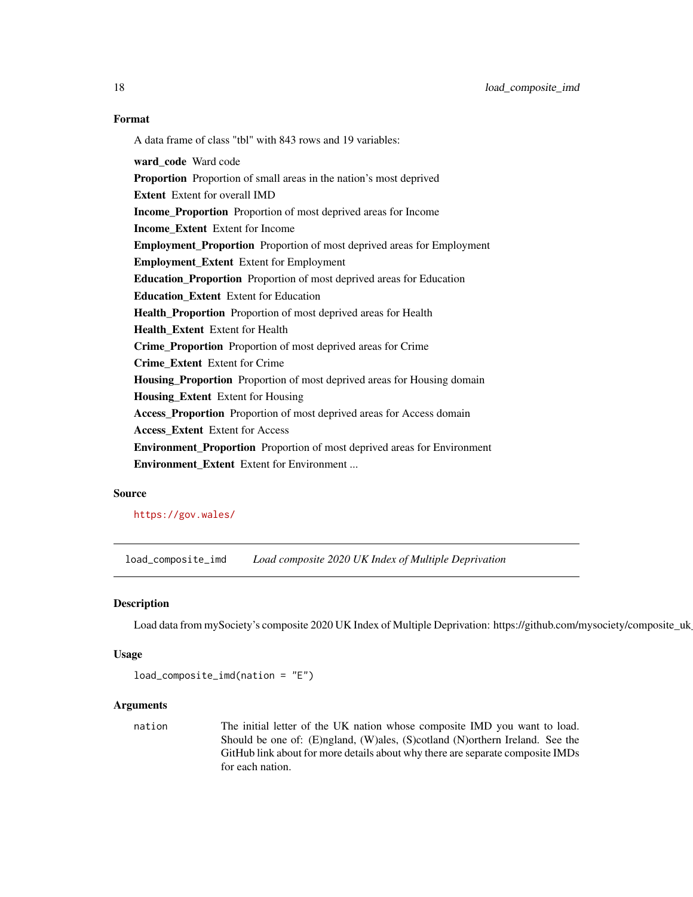### Format

A data frame of class "tbl" with 843 rows and 19 variables:

**ward_code** Ward code

**Proportion** Proportion of small areas in the nation's most deprived

**Extent** Extent for overall IMD

**Income_Proportion** Proportion of most deprived areas for Income

**Income_Extent** Extent for Income

**Employment_Proportion** Proportion of most deprived areas for Employment

**Employment_Extent** Extent for Employment

**Education_Proportion** Proportion of most deprived areas for Education

**Education_Extent** Extent for Education

**Health_Proportion** Proportion of most deprived areas for Health

**Health_Extent** Extent for Health

**Crime_Proportion** Proportion of most deprived areas for Crime

**Crime_Extent** Extent for Crime

**Housing_Proportion** Proportion of most deprived areas for Housing domain

**Housing_Extent** Extent for Housing

**Access_Proportion** Proportion of most deprived areas for Access domain

**Access_Extent** Extent for Access

**Environment_Proportion** Proportion of most deprived areas for Environment

**Environment_Extent** Extent for Environment ...

### Source

https://gov.wales/

---

## load_composite_imd    *Load composite 2020 UK Index of Multiple Deprivation*

### Description

Load data from mySociety's composite 2020 UK Index of Multiple Deprivation: https://github.com/mysociety/composite_uk_

### Usage

```
load_composite_imd(nation = "E")
```

### Arguments

| | |
|---|---|
| nation | The initial letter of the UK nation whose composite IMD you want to load. Should be one of: (E)ngland, (W)ales, (S)cotland (N)orthern Ireland. See the GitHub link about for more details about why there are separate composite IMDs for each nation. |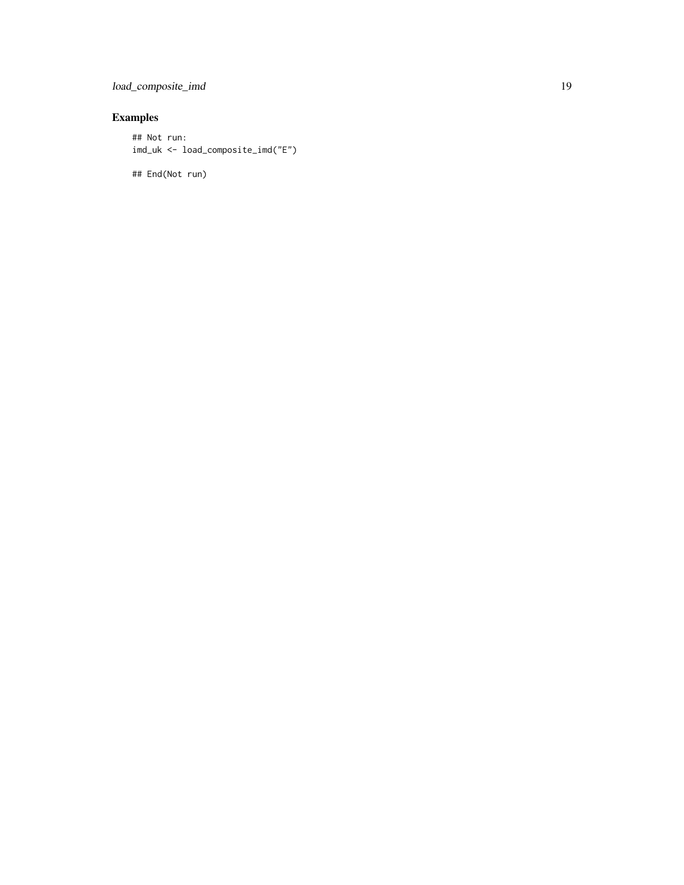## Examples

```
## Not run:
imd_uk <- load_composite_imd("E")

## End(Not run)
```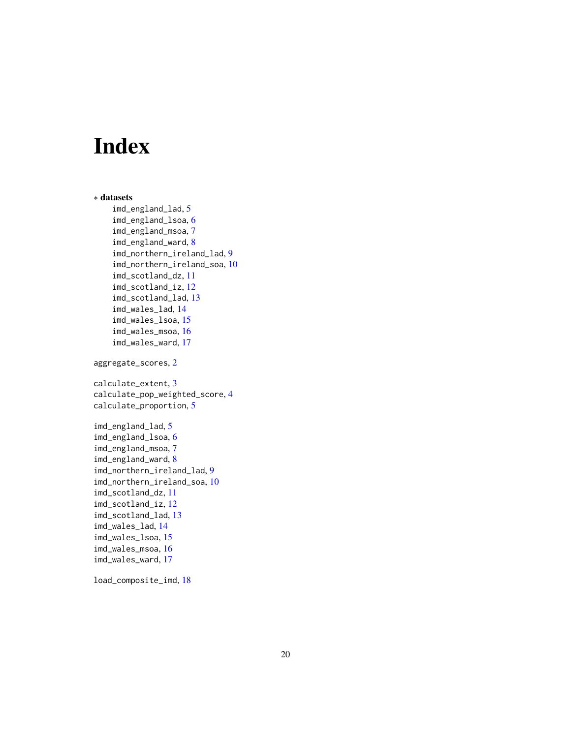# Index

∗ **datasets**

- imd_england_lad, 5
- imd_england_lsoa, 6
- imd_england_msoa, 7
- imd_england_ward, 8
- imd_northern_ireland_lad, 9
- imd_northern_ireland_soa, 10
- imd_scotland_dz, 11
- imd_scotland_iz, 12
- imd_scotland_lad, 13
- imd_wales_lad, 14
- imd_wales_lsoa, 15
- imd_wales_msoa, 16
- imd_wales_ward, 17

aggregate_scores, 2

calculate_extent, 3
calculate_pop_weighted_score, 4
calculate_proportion, 5

imd_england_lad, 5
imd_england_lsoa, 6
imd_england_msoa, 7
imd_england_ward, 8
imd_northern_ireland_lad, 9
imd_northern_ireland_soa, 10
imd_scotland_dz, 11
imd_scotland_iz, 12
imd_scotland_lad, 13
imd_wales_lad, 14
imd_wales_lsoa, 15
imd_wales_msoa, 16
imd_wales_ward, 17

load_composite_imd, 18